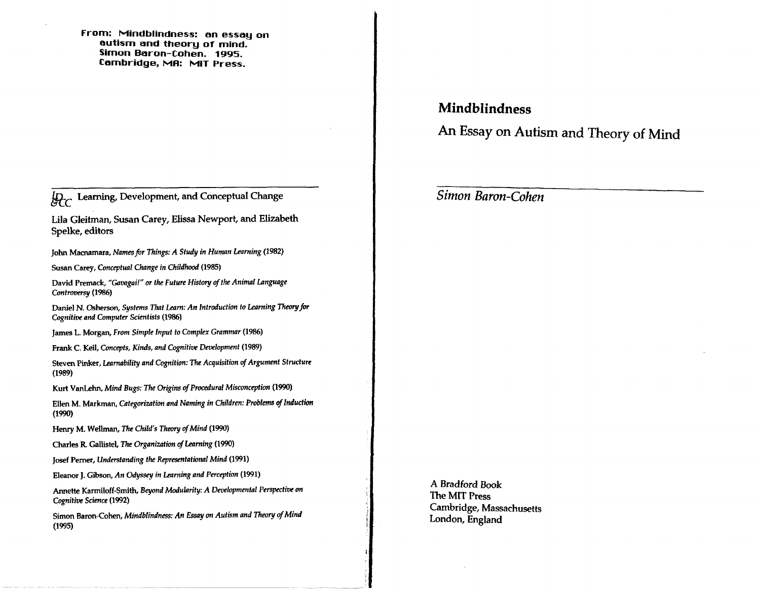From: Mindblindness: an essay on autism and theory of mind. Simon Baron-Cohen. 1995. Cambridge, MA: MIT Press.

LD&CC Learning, Development, and Conceptual Change

Lila Gleitman, Susan Carey, Elissa Newport, and Elizabeth Spelke, editors

John Macnamara, *Names for Things: A Study in Human Learning* (1982)

Susan Carey, *Conceptual Change in Childhood* (1985)

David Premack, *"Gavagai!" or the Future History of the Animal Language Controversy* (1986)

Daniel N. Osherson, *Systems That Learn: An Introduction to Learning Theory for Cognitive and Computer Scientists* (1986)

James L. Morgan, *From Simple Input to Complex Grammar* (1986)

Frank C. Keil, *Concepts, Kinds, and Cognitive Development* (1989)

Steven Pinker, *Learnability and Cognition: The Acquisition of Argument Structure* (1989)

Kurt VanLehn, *Mind Bugs: The Origins of Procedural Misconception* (1990)

Ellen M. Markman, *Categorization and Naming in Children: Problems of Induction* (1990)

Henry M. Wellman, *The Child's Theory of Mind* (1990)

Charles R. Gallistel, *The Organization of Learning* (1990)

Josef Perner, *Understanding the Representational Mind* (1991)

Eleanor J. Gibson, *An Odyssey in Learning and Perception* (1991)

Annette Karmiloff-Smith, *Beyond Modularity: A Developmental Perspective on Cognitive Science* (1992)

Simon Baron-Cohen, *Mindblindness: An Essay on Autism and Theory of Mind* (1995)

# Mindblindness

## An Essay on Autism and Theory of Mind

*Simon Baron-Cohen*

A Bradford Book
The MIT Press
Cambridge, Massachusetts
London, England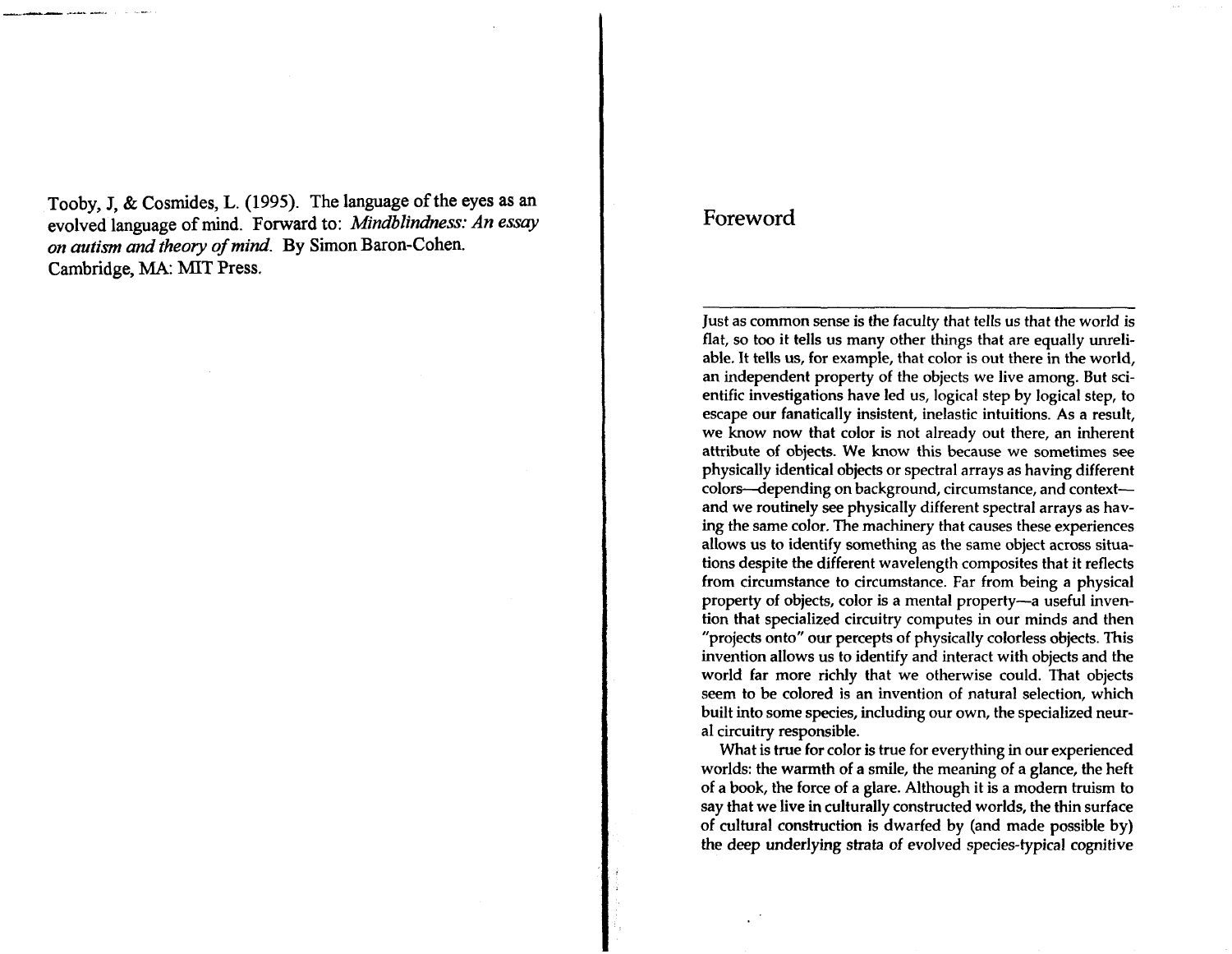Tooby, J, & Cosmides, L. (1995). The language of the eyes as an evolved language of mind. Forward to: *Mindblindness: An essay on autism and theory of mind.* By Simon Baron-Cohen. Cambridge, MA: MIT Press.

# Foreword

Just as common sense is the faculty that tells us that the world is flat, so too it tells us many other things that are equally unreliable. It tells us, for example, that color is out there in the world, an independent property of the objects we live among. But scientific investigations have led us, logical step by logical step, to escape our fanatically insistent, inelastic intuitions. As a result, we know now that color is not already out there, an inherent attribute of objects. We know this because we sometimes see physically identical objects or spectral arrays as having different colors—depending on background, circumstance, and context—and we routinely see physically different spectral arrays as having the same color. The machinery that causes these experiences allows us to identify something as the same object across situations despite the different wavelength composites that it reflects from circumstance to circumstance. Far from being a physical property of objects, color is a mental property—a useful invention that specialized circuitry computes in our minds and then "projects onto" our percepts of physically colorless objects. This invention allows us to identify and interact with objects and the world far more richly that we otherwise could. That objects seem to be colored is an invention of natural selection, which built into some species, including our own, the specialized neural circuitry responsible.

What is true for color is true for everything in our experienced worlds: the warmth of a smile, the meaning of a glance, the heft of a book, the force of a glare. Although it is a modern truism to say that we live in culturally constructed worlds, the thin surface of cultural construction is dwarfed by (and made possible by) the deep underlying strata of evolved species-typical cognitive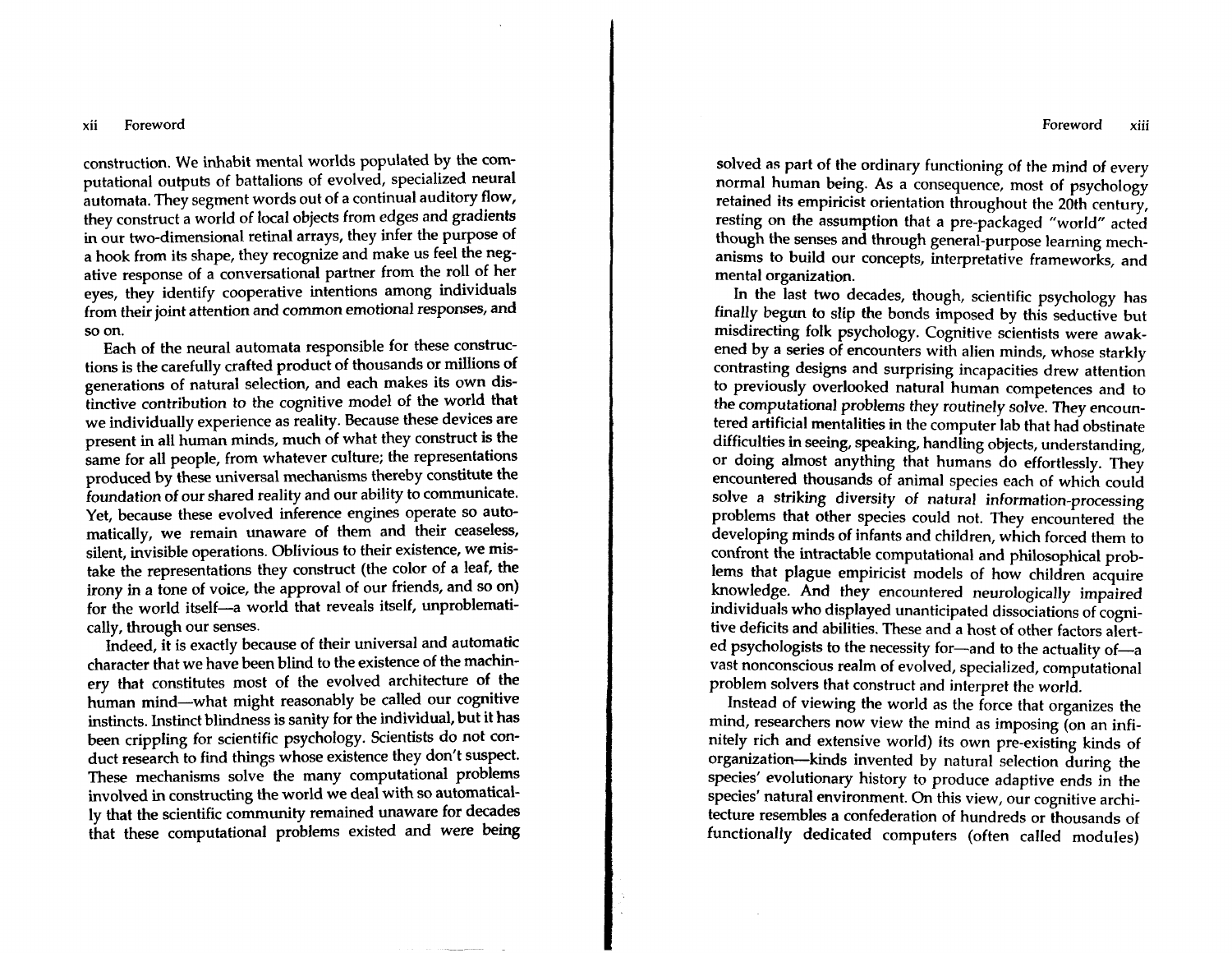construction. We inhabit mental worlds populated by the computational outputs of battalions of evolved, specialized neural automata. They segment words out of a continual auditory flow, they construct a world of local objects from edges and gradients in our two-dimensional retinal arrays, they infer the purpose of a hook from its shape, they recognize and make us feel the negative response of a conversational partner from the roll of her eyes, they identify cooperative intentions among individuals from their joint attention and common emotional responses, and so on.

Each of the neural automata responsible for these constructions is the carefully crafted product of thousands or millions of generations of natural selection, and each makes its own distinctive contribution to the cognitive model of the world that we individually experience as reality. Because these devices are present in all human minds, much of what they construct is the same for all people, from whatever culture; the representations produced by these universal mechanisms thereby constitute the foundation of our shared reality and our ability to communicate. Yet, because these evolved inference engines operate so automatically, we remain unaware of them and their ceaseless, silent, invisible operations. Oblivious to their existence, we mistake the representations they construct (the color of a leaf, the irony in a tone of voice, the approval of our friends, and so on) for the world itself—a world that reveals itself, unproblematically, through our senses.

Indeed, it is exactly because of their universal and automatic character that we have been blind to the existence of the machinery that constitutes most of the evolved architecture of the human mind—what might reasonably be called our cognitive instincts. Instinct blindness is sanity for the individual, but it has been crippling for scientific psychology. Scientists do not conduct research to find things whose existence they don't suspect. These mechanisms solve the many computational problems involved in constructing the world we deal with so automatically that the scientific community remained unaware for decades that these computational problems existed and were being solved as part of the ordinary functioning of the mind of every normal human being. As a consequence, most of psychology retained its empiricist orientation throughout the 20th century, resting on the assumption that a pre-packaged "world" acted though the senses and through general-purpose learning mechanisms to build our concepts, interpretative frameworks, and mental organization.

In the last two decades, though, scientific psychology has finally begun to slip the bonds imposed by this seductive but misdirecting folk psychology. Cognitive scientists were awakened by a series of encounters with alien minds, whose starkly contrasting designs and surprising incapacities drew attention to previously overlooked natural human competences and to the computational problems they routinely solve. They encountered artificial mentalities in the computer lab that had obstinate difficulties in seeing, speaking, handling objects, understanding, or doing almost anything that humans do effortlessly. They encountered thousands of animal species each of which could solve a striking diversity of natural information-processing problems that other species could not. They encountered the developing minds of infants and children, which forced them to confront the intractable computational and philosophical problems that plague empiricist models of how children acquire knowledge. And they encountered neurologically impaired individuals who displayed unanticipated dissociations of cognitive deficits and abilities. These and a host of other factors alerted psychologists to the necessity for—and to the actuality of—a vast nonconscious realm of evolved, specialized, computational problem solvers that construct and interpret the world.

Instead of viewing the world as the force that organizes the mind, researchers now view the mind as imposing (on an infinitely rich and extensive world) its own pre-existing kinds of organization—kinds invented by natural selection during the species' evolutionary history to produce adaptive ends in the species' natural environment. On this view, our cognitive architecture resembles a confederation of hundreds or thousands of functionally dedicated computers (often called modules)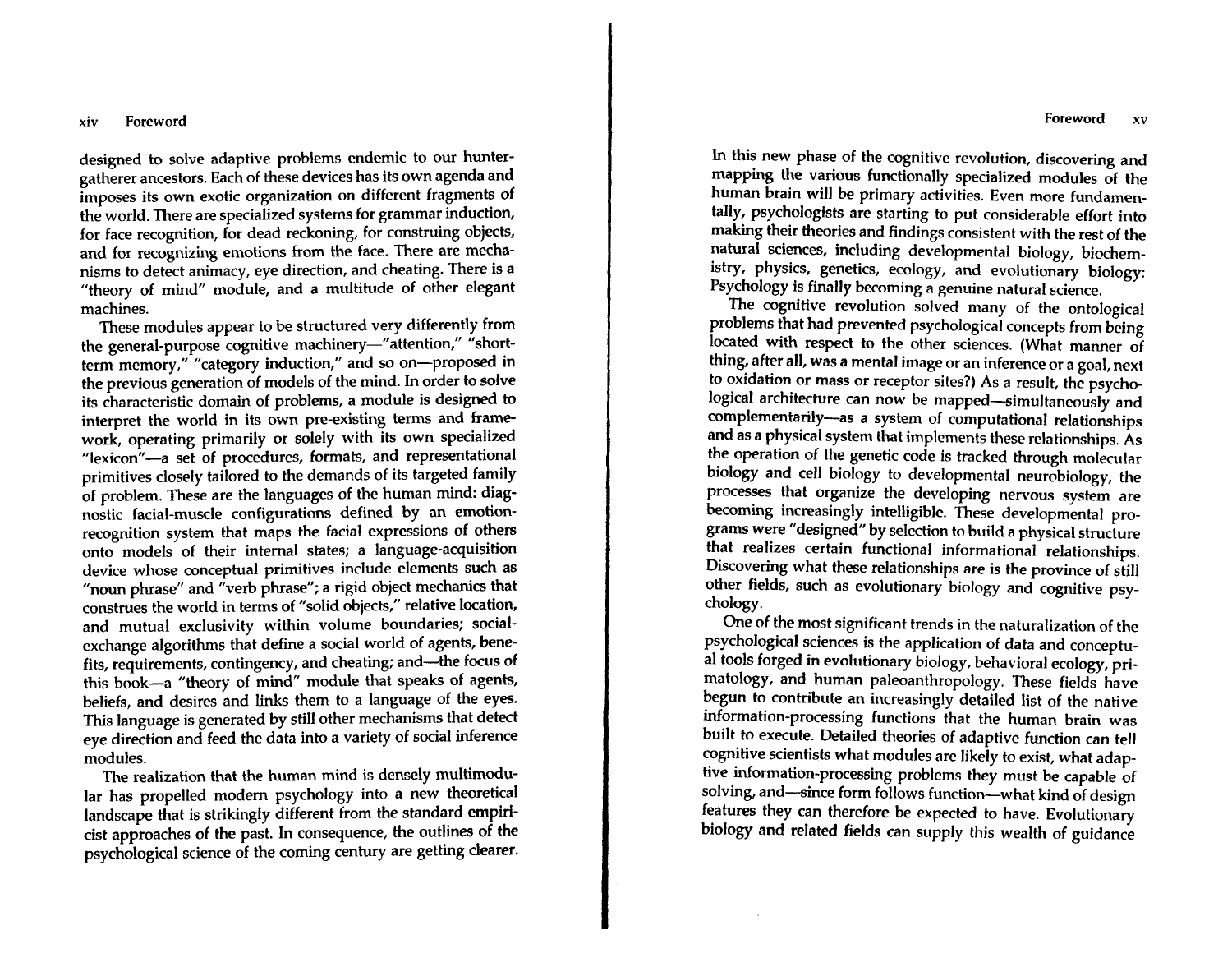designed to solve adaptive problems endemic to our hunter-gatherer ancestors. Each of these devices has its own agenda and imposes its own exotic organization on different fragments of the world. There are specialized systems for grammar induction, for face recognition, for dead reckoning, for construing objects, and for recognizing emotions from the face. There are mechanisms to detect animacy, eye direction, and cheating. There is a "theory of mind" module, and a multitude of other elegant machines.

These modules appear to be structured very differently from the general-purpose cognitive machinery—"attention," "short-term memory," "category induction," and so on—proposed in the previous generation of models of the mind. In order to solve its characteristic domain of problems, a module is designed to interpret the world in its own pre-existing terms and framework, operating primarily or solely with its own specialized "lexicon"—a set of procedures, formats, and representational primitives closely tailored to the demands of its targeted family of problem. These are the languages of the human mind: diagnostic facial-muscle configurations defined by an emotion-recognition system that maps the facial expressions of others onto models of their internal states; a language-acquisition device whose conceptual primitives include elements such as "noun phrase" and "verb phrase"; a rigid object mechanics that construes the world in terms of "solid objects," relative location, and mutual exclusivity within volume boundaries; social-exchange algorithms that define a social world of agents, benefits, requirements, contingency, and cheating; and—the focus of this book—a "theory of mind" module that speaks of agents, beliefs, and desires and links them to a language of the eyes. This language is generated by still other mechanisms that detect eye direction and feed the data into a variety of social inference modules.

The realization that the human mind is densely multimodular has propelled modern psychology into a new theoretical landscape that is strikingly different from the standard empiricist approaches of the past. In consequence, the outlines of the psychological science of the coming century are getting clearer. In this new phase of the cognitive revolution, discovering and mapping the various functionally specialized modules of the human brain will be primary activities. Even more fundamentally, psychologists are starting to put considerable effort into making their theories and findings consistent with the rest of the natural sciences, including developmental biology, biochemistry, physics, genetics, ecology, and evolutionary biology: Psychology is finally becoming a genuine natural science.

The cognitive revolution solved many of the ontological problems that had prevented psychological concepts from being located with respect to the other sciences. (What manner of thing, after all, was a mental image or an inference or a goal, next to oxidation or mass or receptor sites?) As a result, the psychological architecture can now be mapped—simultaneously and complementarily—as a system of computational relationships and as a physical system that implements these relationships. As the operation of the genetic code is tracked through molecular biology and cell biology to developmental neurobiology, the processes that organize the developing nervous system are becoming increasingly intelligible. These developmental programs were "designed" by selection to build a physical structure that realizes certain functional informational relationships. Discovering what these relationships are is the province of still other fields, such as evolutionary biology and cognitive psychology.

One of the most significant trends in the naturalization of the psychological sciences is the application of data and conceptual tools forged in evolutionary biology, behavioral ecology, primatology, and human paleoanthropology. These fields have begun to contribute an increasingly detailed list of the native information-processing functions that the human brain was built to execute. Detailed theories of adaptive function can tell cognitive scientists what modules are likely to exist, what adaptive information-processing problems they must be capable of solving, and—since form follows function—what kind of design features they can therefore be expected to have. Evolutionary biology and related fields can supply this wealth of guidance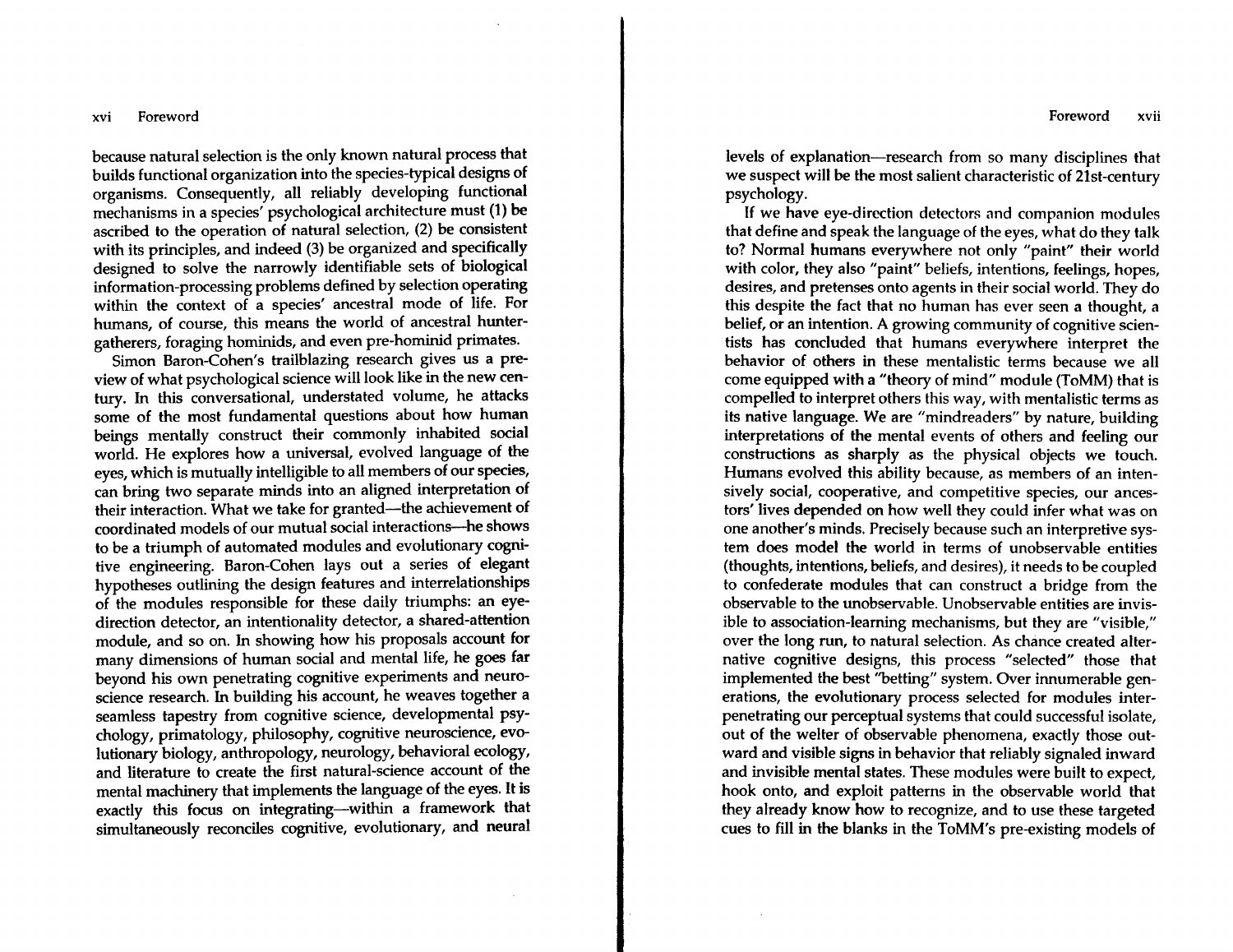because natural selection is the only known natural process that builds functional organization into the species-typical designs of organisms. Consequently, all reliably developing functional mechanisms in a species' psychological architecture must (1) be ascribed to the operation of natural selection, (2) be consistent with its principles, and indeed (3) be organized and specifically designed to solve the narrowly identifiable sets of biological information-processing problems defined by selection operating within the context of a species' ancestral mode of life. For humans, of course, this means the world of ancestral hunter-gatherers, foraging hominids, and even pre-hominid primates.

Simon Baron-Cohen's trailblazing research gives us a preview of what psychological science will look like in the new century. In this conversational, understated volume, he attacks some of the most fundamental questions about how human beings mentally construct their commonly inhabited social world. He explores how a universal, evolved language of the eyes, which is mutually intelligible to all members of our species, can bring two separate minds into an aligned interpretation of their interaction. What we take for granted—the achievement of coordinated models of our mutual social interactions—he shows to be a triumph of automated modules and evolutionary cognitive engineering. Baron-Cohen lays out a series of elegant hypotheses outlining the design features and interrelationships of the modules responsible for these daily triumphs: an eye-direction detector, an intentionality detector, a shared-attention module, and so on. In showing how his proposals account for many dimensions of human social and mental life, he goes far beyond his own penetrating cognitive experiments and neuroscience research. In building his account, he weaves together a seamless tapestry from cognitive science, developmental psychology, primatology, philosophy, cognitive neuroscience, evolutionary biology, anthropology, neurology, behavioral ecology, and literature to create the first natural-science account of the mental machinery that implements the language of the eyes. It is exactly this focus on integrating—within a framework that simultaneously reconciles cognitive, evolutionary, and neural levels of explanation—research from so many disciplines that we suspect will be the most salient characteristic of 21st-century psychology.

If we have eye-direction detectors and companion modules that define and speak the language of the eyes, what do they talk to? Normal humans everywhere not only "paint" their world with color, they also "paint" beliefs, intentions, feelings, hopes, desires, and pretenses onto agents in their social world. They do this despite the fact that no human has ever seen a thought, a belief, or an intention. A growing community of cognitive scientists has concluded that humans everywhere interpret the behavior of others in these mentalistic terms because we all come equipped with a "theory of mind" module (ToMM) that is compelled to interpret others this way, with mentalistic terms as its native language. We are "mindreaders" by nature, building interpretations of the mental events of others and feeling our constructions as sharply as the physical objects we touch. Humans evolved this ability because, as members of an intensively social, cooperative, and competitive species, our ancestors' lives depended on how well they could infer what was on one another's minds. Precisely because such an interpretive system does model the world in terms of unobservable entities (thoughts, intentions, beliefs, and desires), it needs to be coupled to confederate modules that can construct a bridge from the observable to the unobservable. Unobservable entities are invisible to association-learning mechanisms, but they are "visible," over the long run, to natural selection. As chance created alternative cognitive designs, this process "selected" those that implemented the best "betting" system. Over innumerable generations, the evolutionary process selected for modules interpenetrating our perceptual systems that could successful isolate, out of the welter of observable phenomena, exactly those outward and visible signs in behavior that reliably signaled inward and invisible mental states. These modules were built to expect, hook onto, and exploit patterns in the observable world that they already know how to recognize, and to use these targeted cues to fill in the blanks in the ToMM's pre-existing models of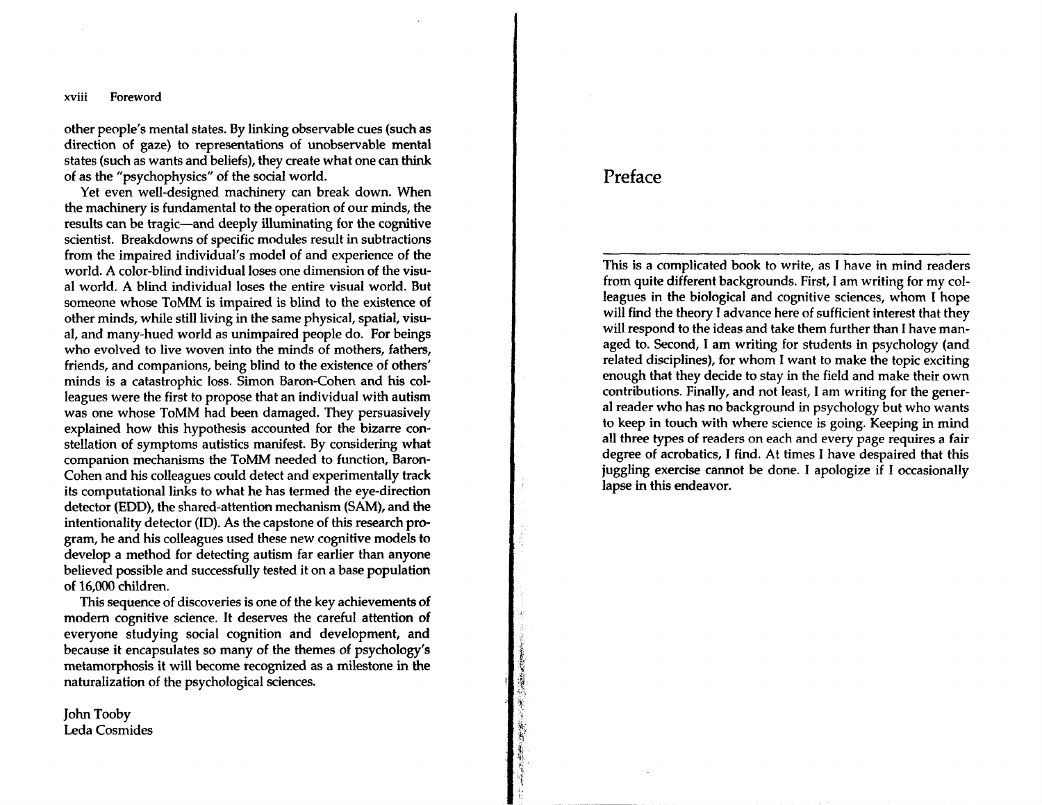other people's mental states. By linking observable cues (such as direction of gaze) to representations of unobservable mental states (such as wants and beliefs), they create what one can think of as the "psychophysics" of the social world.

Yet even well-designed machinery can break down. When the machinery is fundamental to the operation of our minds, the results can be tragic—and deeply illuminating for the cognitive scientist. Breakdowns of specific modules result in subtractions from the impaired individual's model of and experience of the world. A color-blind individual loses one dimension of the visual world. A blind individual loses the entire visual world. But someone whose ToMM is impaired is blind to the existence of other minds, while still living in the same physical, spatial, visual, and many-hued world as unimpaired people do. For beings who evolved to live woven into the minds of mothers, fathers, friends, and companions, being blind to the existence of others' minds is a catastrophic loss. Simon Baron-Cohen and his colleagues were the first to propose that an individual with autism was one whose ToMM had been damaged. They persuasively explained how this hypothesis accounted for the bizarre constellation of symptoms autistics manifest. By considering what companion mechanisms the ToMM needed to function, Baron-Cohen and his colleagues could detect and experimentally track its computational links to what he has termed the eye-direction detector (EDD), the shared-attention mechanism (SAM), and the intentionality detector (ID). As the capstone of this research program, he and his colleagues used these new cognitive models to develop a method for detecting autism far earlier than anyone believed possible and successfully tested it on a base population of 16,000 children.

This sequence of discoveries is one of the key achievements of modern cognitive science. It deserves the careful attention of everyone studying social cognition and development, and because it encapsulates so many of the themes of psychology's metamorphosis it will become recognized as a milestone in the naturalization of the psychological sciences.

John Tooby
Leda Cosmides

# Preface

This is a complicated book to write, as I have in mind readers from quite different backgrounds. First, I am writing for my colleagues in the biological and cognitive sciences, whom I hope will find the theory I advance here of sufficient interest that they will respond to the ideas and take them further than I have managed to. Second, I am writing for students in psychology (and related disciplines), for whom I want to make the topic exciting enough that they decide to stay in the field and make their own contributions. Finally, and not least, I am writing for the general reader who has no background in psychology but who wants to keep in touch with where science is going. Keeping in mind all three types of readers on each and every page requires a fair degree of acrobatics, I find. At times I have despaired that this juggling exercise cannot be done. I apologize if I occasionally lapse in this endeavor.